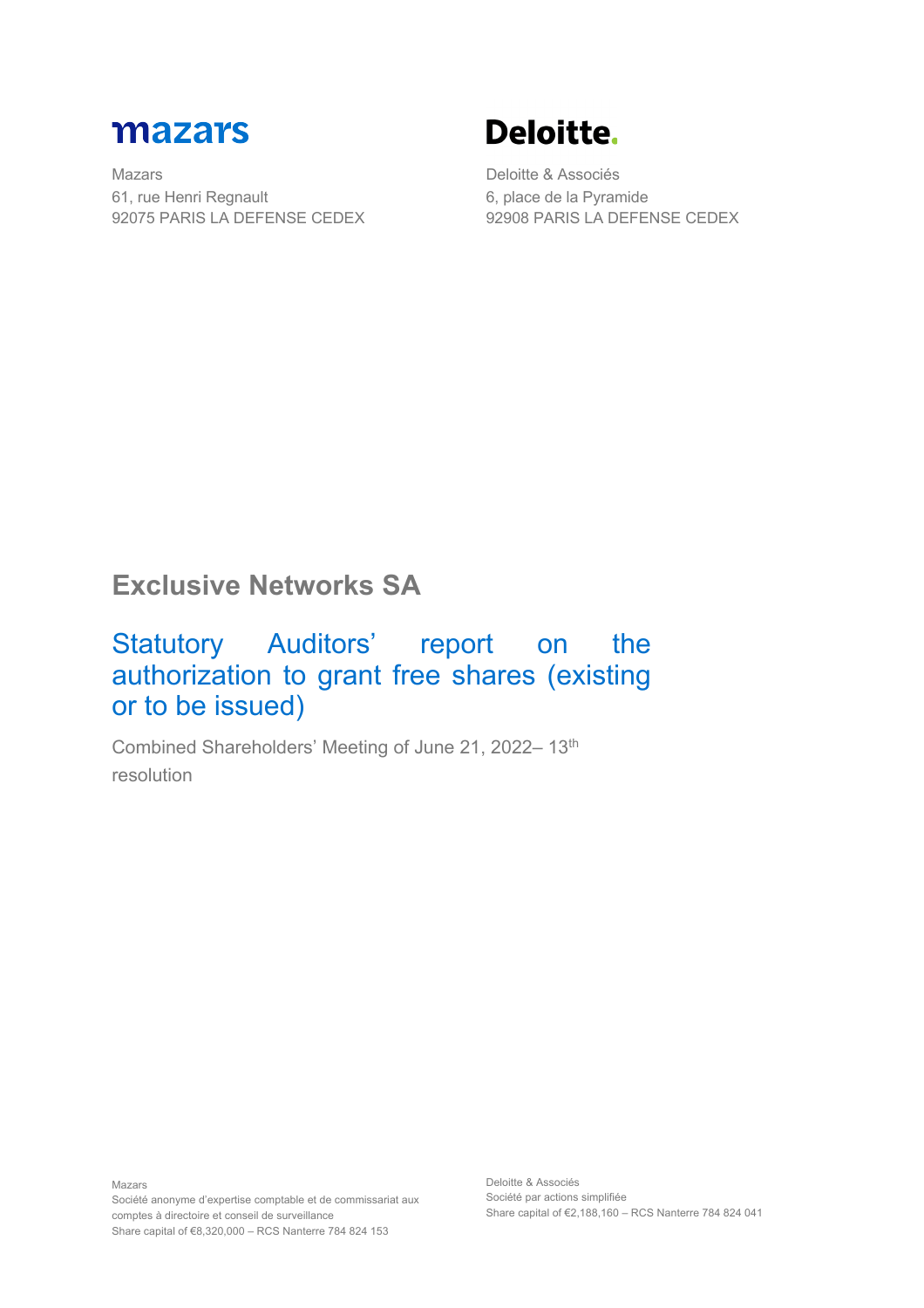**mazars**

Mazars
61, rue Henri Regnault
92075 PARIS LA DEFENSE CEDEX

**Deloitte.**

Deloitte & Associés
6, place de la Pyramide
92908 PARIS LA DEFENSE CEDEX

# Exclusive Networks SA

## Statutory Auditors' report on the authorization to grant free shares (existing or to be issued)

Combined Shareholders' Meeting of June 21, 2022– 13th resolution

Mazars
Société anonyme d'expertise comptable et de commissariat aux comptes à directoire et conseil de surveillance
Share capital of €8,320,000 – RCS Nanterre 784 824 153

Deloitte & Associés
Société par actions simplifiée
Share capital of €2,188,160 – RCS Nanterre 784 824 041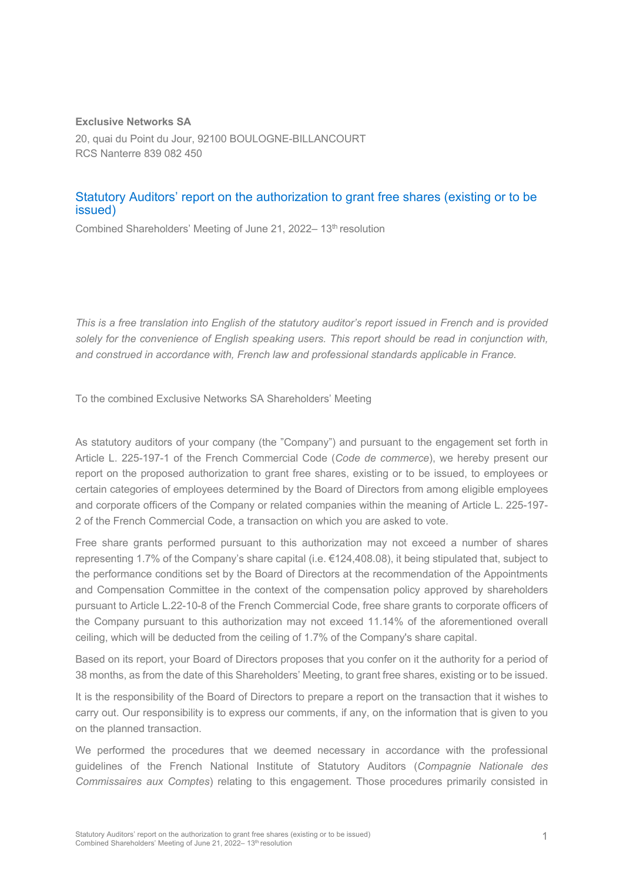**Exclusive Networks SA**

20, quai du Point du Jour, 92100 BOULOGNE-BILLANCOURT
RCS Nanterre 839 082 450

## Statutory Auditors' report on the authorization to grant free shares (existing or to be issued)

Combined Shareholders' Meeting of June 21, 2022– 13th resolution

*This is a free translation into English of the statutory auditor's report issued in French and is provided solely for the convenience of English speaking users. This report should be read in conjunction with, and construed in accordance with, French law and professional standards applicable in France.*

To the combined Exclusive Networks SA Shareholders' Meeting

As statutory auditors of your company (the "Company") and pursuant to the engagement set forth in Article L. 225-197-1 of the French Commercial Code (*Code de commerce*), we hereby present our report on the proposed authorization to grant free shares, existing or to be issued, to employees or certain categories of employees determined by the Board of Directors from among eligible employees and corporate officers of the Company or related companies within the meaning of Article L. 225-197-2 of the French Commercial Code, a transaction on which you are asked to vote.

Free share grants performed pursuant to this authorization may not exceed a number of shares representing 1.7% of the Company's share capital (i.e. €124,408.08), it being stipulated that, subject to the performance conditions set by the Board of Directors at the recommendation of the Appointments and Compensation Committee in the context of the compensation policy approved by shareholders pursuant to Article L.22-10-8 of the French Commercial Code, free share grants to corporate officers of the Company pursuant to this authorization may not exceed 11.14% of the aforementioned overall ceiling, which will be deducted from the ceiling of 1.7% of the Company's share capital.

Based on its report, your Board of Directors proposes that you confer on it the authority for a period of 38 months, as from the date of this Shareholders' Meeting, to grant free shares, existing or to be issued.

It is the responsibility of the Board of Directors to prepare a report on the transaction that it wishes to carry out. Our responsibility is to express our comments, if any, on the information that is given to you on the planned transaction.

We performed the procedures that we deemed necessary in accordance with the professional guidelines of the French National Institute of Statutory Auditors (*Compagnie Nationale des Commissaires aux Comptes*) relating to this engagement. Those procedures primarily consisted in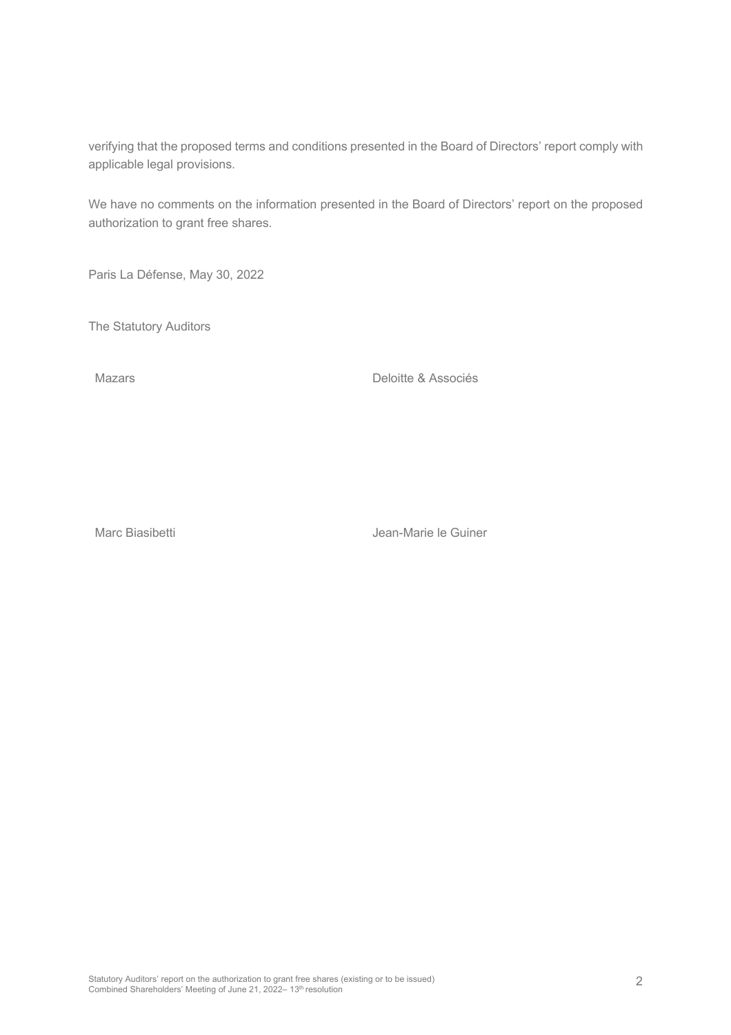verifying that the proposed terms and conditions presented in the Board of Directors' report comply with applicable legal provisions.

We have no comments on the information presented in the Board of Directors' report on the proposed authorization to grant free shares.

Paris La Défense, May 30, 2022

The Statutory Auditors

| | |
|---|---|
| Mazars | Deloitte & Associés |
| Marc Biasibetti | Jean-Marie le Guiner |